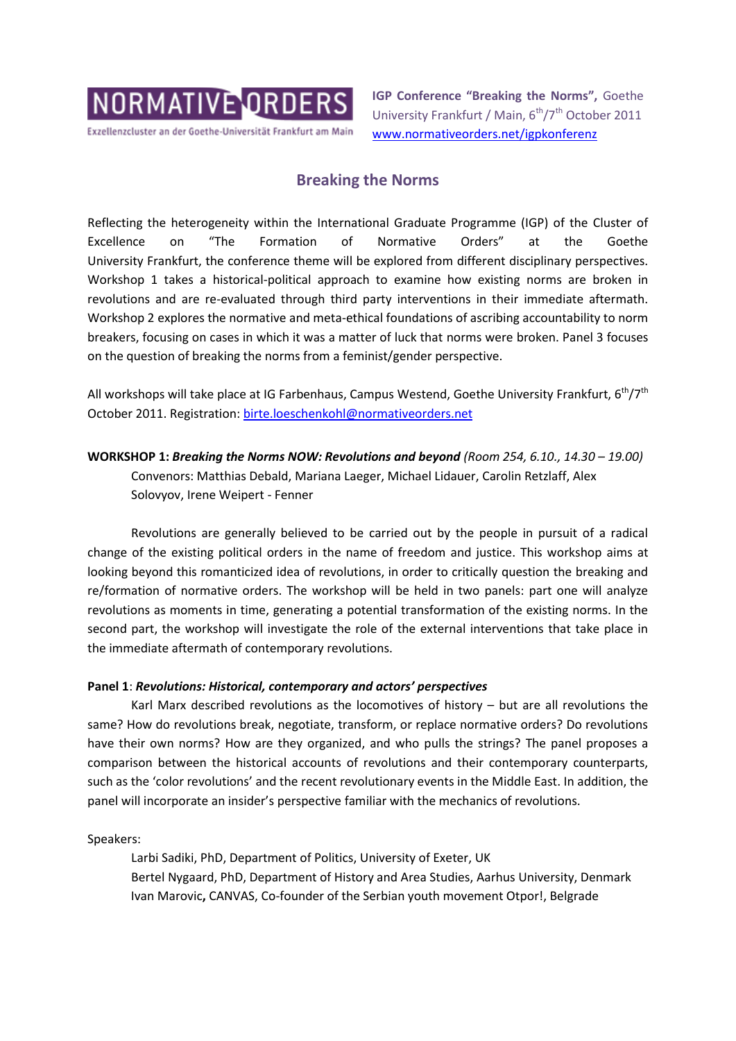NORMATIVE ORDERS

Exzellenzcluster an der Goethe-Universität Frankfurt am Main

**IGP Conference "Breaking the Norms",** Goethe University Frankfurt / Main, 6th/7th October 2011
[www.normativeorders.net/igpkonferenz](http://www.normativeorders.net/igpkonferenz)

# Breaking the Norms

Reflecting the heterogeneity within the International Graduate Programme (IGP) of the Cluster of Excellence on "The Formation of Normative Orders" at the Goethe University Frankfurt, the conference theme will be explored from different disciplinary perspectives. Workshop 1 takes a historical-political approach to examine how existing norms are broken in revolutions and are re-evaluated through third party interventions in their immediate aftermath. Workshop 2 explores the normative and meta-ethical foundations of ascribing accountability to norm breakers, focusing on cases in which it was a matter of luck that norms were broken. Panel 3 focuses on the question of breaking the norms from a feminist/gender perspective.

All workshops will take place at IG Farbenhaus, Campus Westend, Goethe University Frankfurt, 6th/7th October 2011. Registration: [birte.loeschenkohl@normativeorders.net](mailto:birte.loeschenkohl@normativeorders.net)

**WORKSHOP 1: *Breaking the Norms NOW: Revolutions and beyond*** *(Room 254, 6.10., 14.30 – 19.00)*

Convenors: Matthias Debald, Mariana Laeger, Michael Lidauer, Carolin Retzlaff, Alex Solovyov, Irene Weipert - Fenner

Revolutions are generally believed to be carried out by the people in pursuit of a radical change of the existing political orders in the name of freedom and justice. This workshop aims at looking beyond this romanticized idea of revolutions, in order to critically question the breaking and re/formation of normative orders. The workshop will be held in two panels: part one will analyze revolutions as moments in time, generating a potential transformation of the existing norms. In the second part, the workshop will investigate the role of the external interventions that take place in the immediate aftermath of contemporary revolutions.

**Panel 1**: ***Revolutions: Historical, contemporary and actors' perspectives***

Karl Marx described revolutions as the locomotives of history – but are all revolutions the same? How do revolutions break, negotiate, transform, or replace normative orders? Do revolutions have their own norms? How are they organized, and who pulls the strings? The panel proposes a comparison between the historical accounts of revolutions and their contemporary counterparts, such as the 'color revolutions' and the recent revolutionary events in the Middle East. In addition, the panel will incorporate an insider's perspective familiar with the mechanics of revolutions.

Speakers:

Larbi Sadiki, PhD, Department of Politics, University of Exeter, UK
Bertel Nygaard, PhD, Department of History and Area Studies, Aarhus University, Denmark
Ivan Marovic**,** CANVAS, Co-founder of the Serbian youth movement Otpor!, Belgrade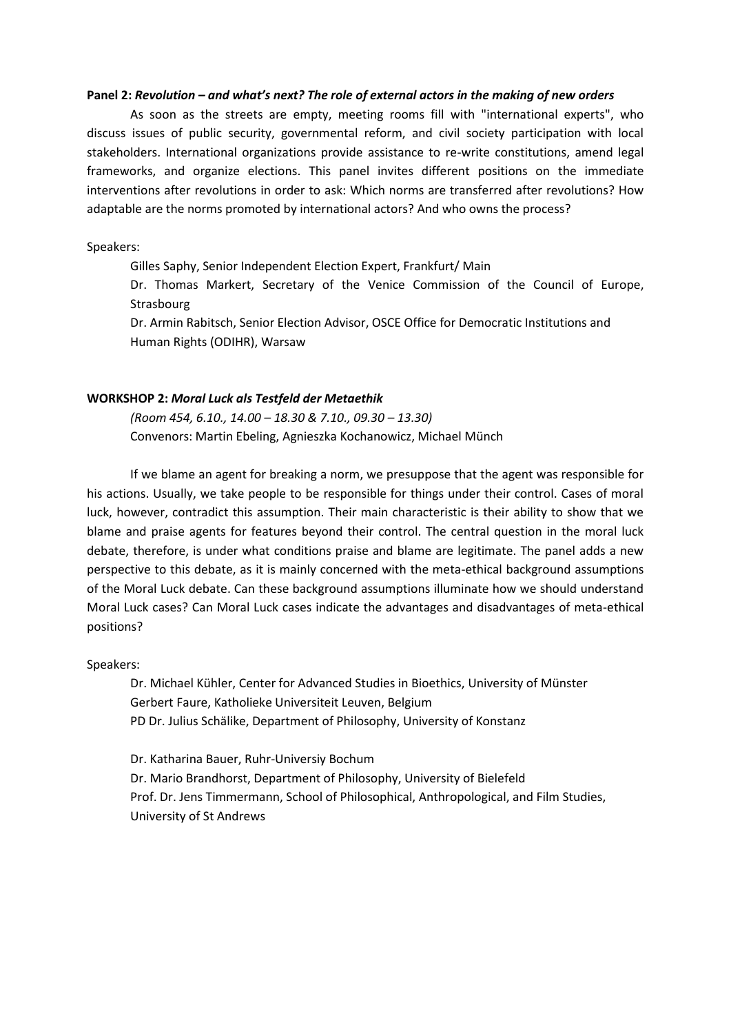**Panel 2:** ***Revolution – and what's next? The role of external actors in the making of new orders***

As soon as the streets are empty, meeting rooms fill with "international experts", who discuss issues of public security, governmental reform, and civil society participation with local stakeholders. International organizations provide assistance to re-write constitutions, amend legal frameworks, and organize elections. This panel invites different positions on the immediate interventions after revolutions in order to ask: Which norms are transferred after revolutions? How adaptable are the norms promoted by international actors? And who owns the process?

Speakers:

Gilles Saphy, Senior Independent Election Expert, Frankfurt/ Main
Dr. Thomas Markert, Secretary of the Venice Commission of the Council of Europe, Strasbourg
Dr. Armin Rabitsch, Senior Election Advisor, OSCE Office for Democratic Institutions and Human Rights (ODIHR), Warsaw

**WORKSHOP 2:** ***Moral Luck als Testfeld der Metaethik***

*(Room 454, 6.10., 14.00 – 18.30 & 7.10., 09.30 – 13.30)*
Convenors: Martin Ebeling, Agnieszka Kochanowicz, Michael Münch

If we blame an agent for breaking a norm, we presuppose that the agent was responsible for his actions. Usually, we take people to be responsible for things under their control. Cases of moral luck, however, contradict this assumption. Their main characteristic is their ability to show that we blame and praise agents for features beyond their control. The central question in the moral luck debate, therefore, is under what conditions praise and blame are legitimate. The panel adds a new perspective to this debate, as it is mainly concerned with the meta-ethical background assumptions of the Moral Luck debate. Can these background assumptions illuminate how we should understand Moral Luck cases? Can Moral Luck cases indicate the advantages and disadvantages of meta-ethical positions?

Speakers:

Dr. Michael Kühler, Center for Advanced Studies in Bioethics, University of Münster
Gerbert Faure, Katholieke Universiteit Leuven, Belgium
PD Dr. Julius Schälike, Department of Philosophy, University of Konstanz

Dr. Katharina Bauer, Ruhr-Universiy Bochum
Dr. Mario Brandhorst, Department of Philosophy, University of Bielefeld
Prof. Dr. Jens Timmermann, School of Philosophical, Anthropological, and Film Studies, University of St Andrews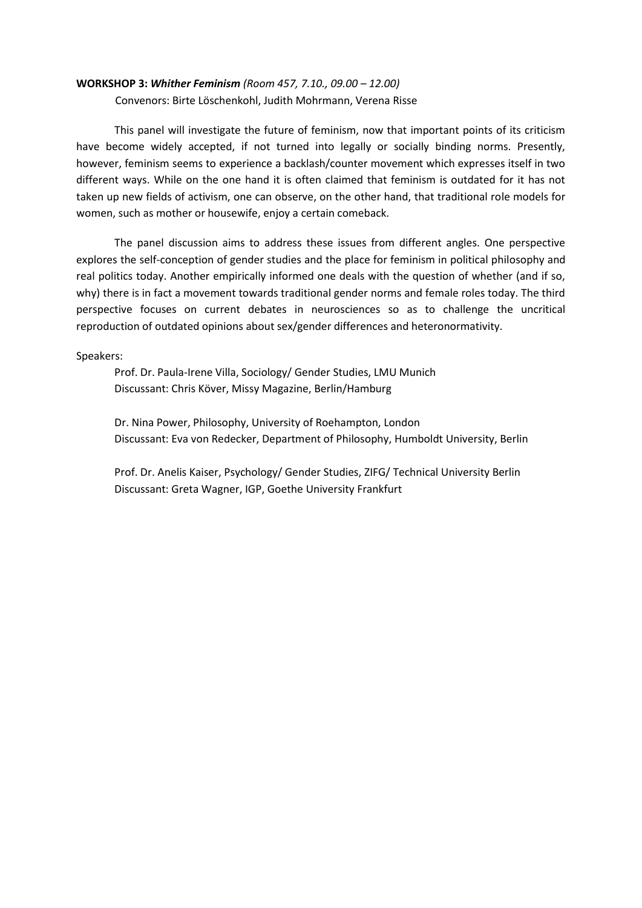**WORKSHOP 3:** ***Whither Feminism*** *(Room 457, 7.10., 09.00 – 12.00)*

Convenors: Birte Löschenkohl, Judith Mohrmann, Verena Risse

This panel will investigate the future of feminism, now that important points of its criticism have become widely accepted, if not turned into legally or socially binding norms. Presently, however, feminism seems to experience a backlash/counter movement which expresses itself in two different ways. While on the one hand it is often claimed that feminism is outdated for it has not taken up new fields of activism, one can observe, on the other hand, that traditional role models for women, such as mother or housewife, enjoy a certain comeback.

The panel discussion aims to address these issues from different angles. One perspective explores the self-conception of gender studies and the place for feminism in political philosophy and real politics today. Another empirically informed one deals with the question of whether (and if so, why) there is in fact a movement towards traditional gender norms and female roles today. The third perspective focuses on current debates in neurosciences so as to challenge the uncritical reproduction of outdated opinions about sex/gender differences and heteronormativity.

Speakers:

Prof. Dr. Paula-Irene Villa, Sociology/ Gender Studies, LMU Munich
Discussant: Chris Köver, Missy Magazine, Berlin/Hamburg

Dr. Nina Power, Philosophy, University of Roehampton, London
Discussant: Eva von Redecker, Department of Philosophy, Humboldt University, Berlin

Prof. Dr. Anelis Kaiser, Psychology/ Gender Studies, ZIFG/ Technical University Berlin
Discussant: Greta Wagner, IGP, Goethe University Frankfurt